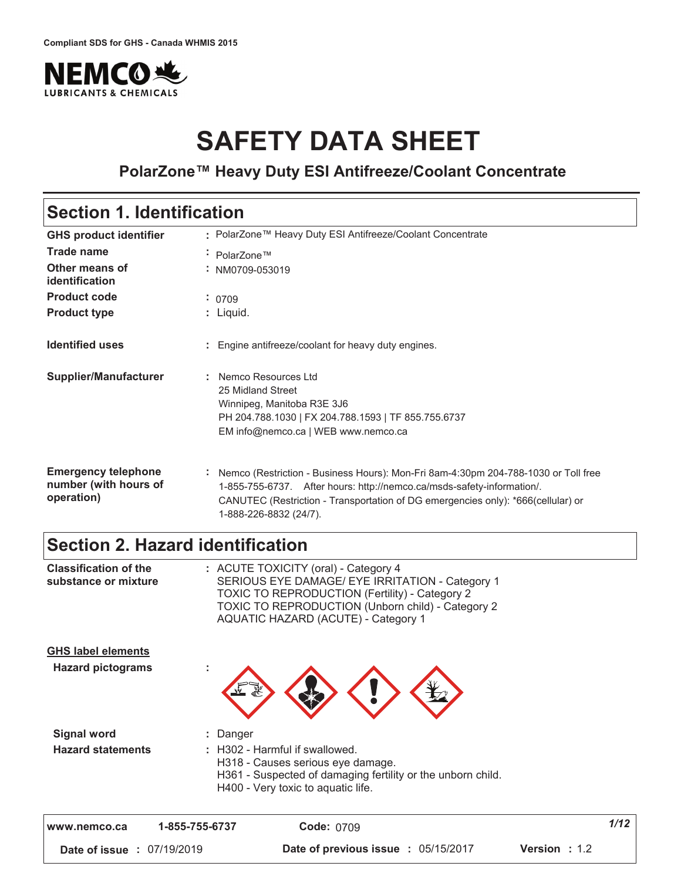Compliant SDS for GHS - Canada WHMIS 2015

NEMCO LUBRICANTS & CHEMICALS

# SAFETY DATA SHEET

## PolarZone™ Heavy Duty ESI Antifreeze/Coolant Concentrate

## Section 1. Identification

| | |
|---|---|
| **GHS product identifier** | : PolarZone™ Heavy Duty ESI Antifreeze/Coolant Concentrate |
| **Trade name** | : PolarZone™ |
| **Other means of identification** | : NM0709-053019 |
| **Product code** | : 0709 |
| **Product type** | : Liquid. |
| **Identified uses** | : Engine antifreeze/coolant for heavy duty engines. |
| **Supplier/Manufacturer** | : Nemco Resources Ltd<br>25 Midland Street<br>Winnipeg, Manitoba R3E 3J6<br>PH 204.788.1030 \| FX 204.788.1593 \| TF 855.755.6737<br>EM info@nemco.ca \| WEB www.nemco.ca |
| **Emergency telephone number (with hours of operation)** | : Nemco (Restriction - Business Hours): Mon-Fri 8am-4:30pm 204-788-1030 or Toll free 1-855-755-6737. After hours: http://nemco.ca/msds-safety-information/.<br>CANUTEC (Restriction - Transportation of DG emergencies only): *666(cellular) or 1-888-226-8832 (24/7). |

## Section 2. Hazard identification

**Classification of the substance or mixture** : ACUTE TOXICITY (oral) - Category 4
SERIOUS EYE DAMAGE/ EYE IRRITATION - Category 1
TOXIC TO REPRODUCTION (Fertility) - Category 2
TOXIC TO REPRODUCTION (Unborn child) - Category 2
AQUATIC HAZARD (ACUTE) - Category 1

**GHS label elements**

**Hazard pictograms** :

**Signal word** : Danger

**Hazard statements** : H302 - Harmful if swallowed.
H318 - Causes serious eye damage.
H361 - Suspected of damaging fertility or the unborn child.
H400 - Very toxic to aquatic life.

| www.nemco.ca | 1-855-755-6737 | Code: 0709 | |
|---|---|---|---|
| Date of issue : 07/19/2019 | | Date of previous issue : 05/15/2017 | Version : 1.2 |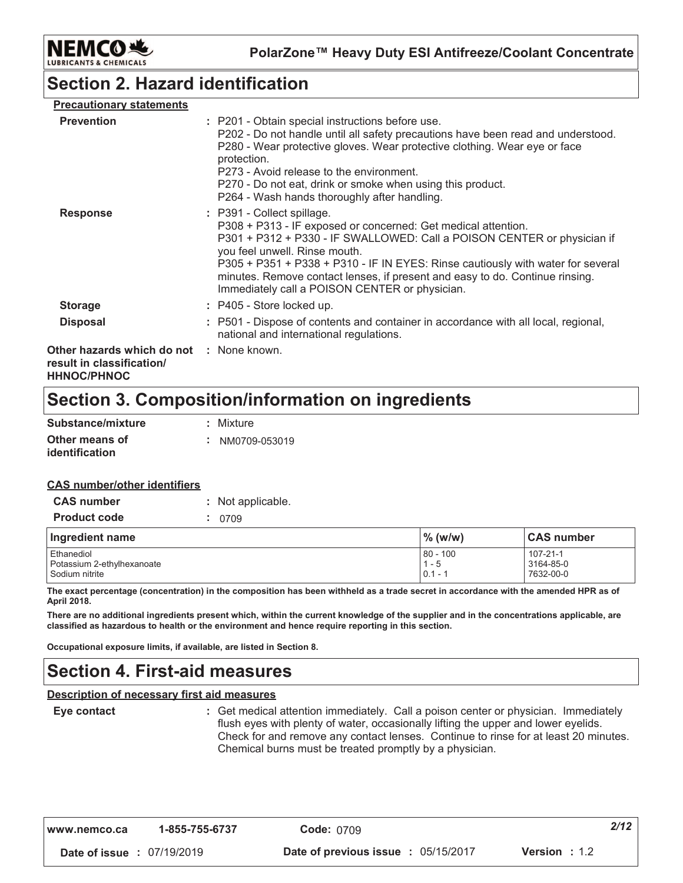## Section 2. Hazard identification

**Precautionary statements**

**Prevention** : P201 - Obtain special instructions before use.
P202 - Do not handle until all safety precautions have been read and understood.
P280 - Wear protective gloves. Wear protective clothing. Wear eye or face protection.
P273 - Avoid release to the environment.
P270 - Do not eat, drink or smoke when using this product.
P264 - Wash hands thoroughly after handling.

**Response** : P391 - Collect spillage.
P308 + P313 - IF exposed or concerned: Get medical attention.
P301 + P312 + P330 - IF SWALLOWED: Call a POISON CENTER or physician if you feel unwell. Rinse mouth.
P305 + P351 + P338 + P310 - IF IN EYES: Rinse cautiously with water for several minutes. Remove contact lenses, if present and easy to do. Continue rinsing. Immediately call a POISON CENTER or physician.

**Storage** : P405 - Store locked up.

**Disposal** : P501 - Dispose of contents and container in accordance with all local, regional, national and international regulations.

**Other hazards which do not result in classification/ HHNOC/PHNOC** : None known.

## Section 3. Composition/information on ingredients

**Substance/mixture** : Mixture

**Other means of identification** : NM0709-053019

**CAS number/other identifiers**

**CAS number** : Not applicable.

**Product code** : 0709

| Ingredient name | % (w/w) | CAS number |
|---|---|---|
| Ethanediol | 80 - 100 | 107-21-1 |
| Potassium 2-ethylhexanoate | 1 - 5 | 3164-85-0 |
| Sodium nitrite | 0.1 - 1 | 7632-00-0 |

**The exact percentage (concentration) in the composition has been withheld as a trade secret in accordance with the amended HPR as of April 2018.**

**There are no additional ingredients present which, within the current knowledge of the supplier and in the concentrations applicable, are classified as hazardous to health or the environment and hence require reporting in this section.**

**Occupational exposure limits, if available, are listed in Section 8.**

## Section 4. First-aid measures

**Description of necessary first aid measures**

**Eye contact** : Get medical attention immediately. Call a poison center or physician. Immediately flush eyes with plenty of water, occasionally lifting the upper and lower eyelids. Check for and remove any contact lenses. Continue to rinse for at least 20 minutes. Chemical burns must be treated promptly by a physician.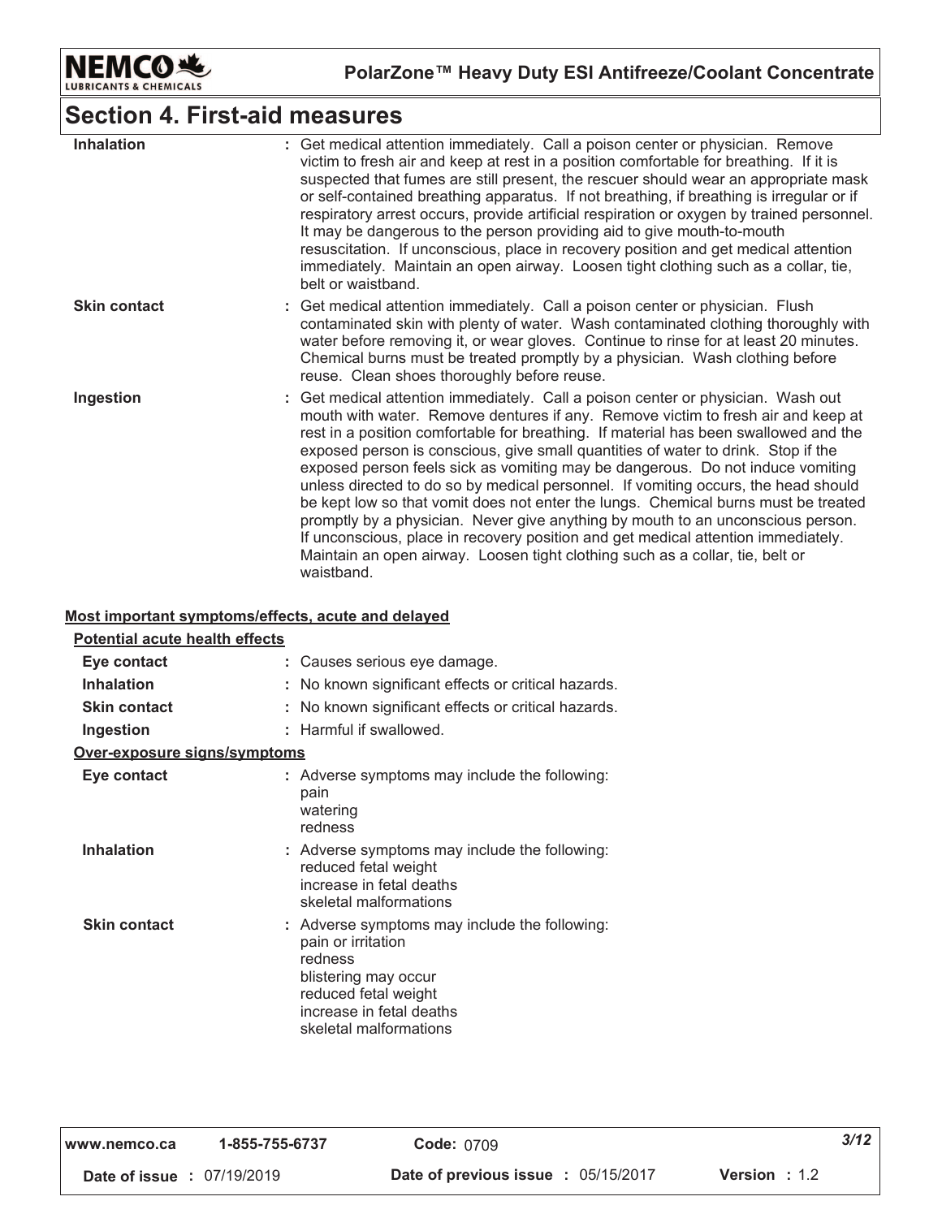## Section 4. First-aid measures

| | |
|---|---|
| **Inhalation** | : Get medical attention immediately. Call a poison center or physician. Remove victim to fresh air and keep at rest in a position comfortable for breathing. If it is suspected that fumes are still present, the rescuer should wear an appropriate mask or self-contained breathing apparatus. If not breathing, if breathing is irregular or if respiratory arrest occurs, provide artificial respiration or oxygen by trained personnel. It may be dangerous to the person providing aid to give mouth-to-mouth resuscitation. If unconscious, place in recovery position and get medical attention immediately. Maintain an open airway. Loosen tight clothing such as a collar, tie, belt or waistband. |
| **Skin contact** | : Get medical attention immediately. Call a poison center or physician. Flush contaminated skin with plenty of water. Wash contaminated clothing thoroughly with water before removing it, or wear gloves. Continue to rinse for at least 20 minutes. Chemical burns must be treated promptly by a physician. Wash clothing before reuse. Clean shoes thoroughly before reuse. |
| **Ingestion** | : Get medical attention immediately. Call a poison center or physician. Wash out mouth with water. Remove dentures if any. Remove victim to fresh air and keep at rest in a position comfortable for breathing. If material has been swallowed and the exposed person is conscious, give small quantities of water to drink. Stop if the exposed person feels sick as vomiting may be dangerous. Do not induce vomiting unless directed to do so by medical personnel. If vomiting occurs, the head should be kept low so that vomit does not enter the lungs. Chemical burns must be treated promptly by a physician. Never give anything by mouth to an unconscious person. If unconscious, place in recovery position and get medical attention immediately. Maintain an open airway. Loosen tight clothing such as a collar, tie, belt or waistband. |

**Most important symptoms/effects, acute and delayed**

**Potential acute health effects**

| | |
|---|---|
| **Eye contact** | : Causes serious eye damage. |
| **Inhalation** | : No known significant effects or critical hazards. |
| **Skin contact** | : No known significant effects or critical hazards. |
| **Ingestion** | : Harmful if swallowed. |

**Over-exposure signs/symptoms**

| | |
|---|---|
| **Eye contact** | : Adverse symptoms may include the following:<br>pain<br>watering<br>redness |
| **Inhalation** | : Adverse symptoms may include the following:<br>reduced fetal weight<br>increase in fetal deaths<br>skeletal malformations |
| **Skin contact** | : Adverse symptoms may include the following:<br>pain or irritation<br>redness<br>blistering may occur<br>reduced fetal weight<br>increase in fetal deaths<br>skeletal malformations |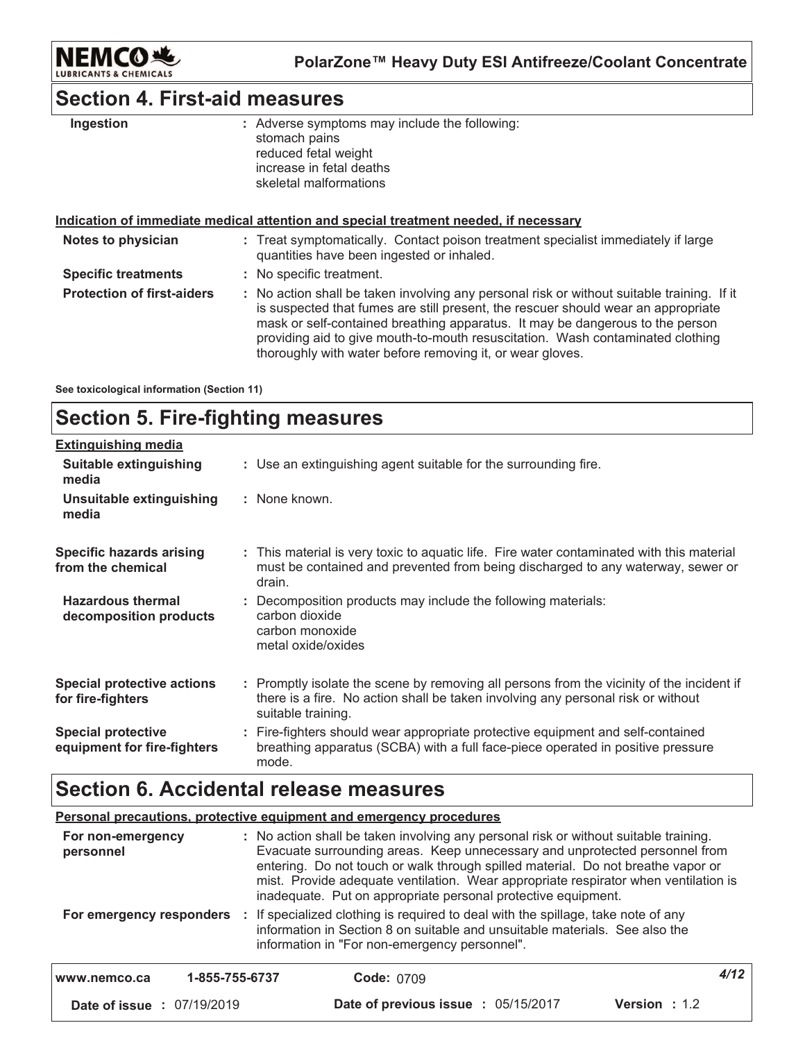## Section 4. First-aid measures

| | |
|---|---|
| **Ingestion** | : Adverse symptoms may include the following:<br>stomach pains<br>reduced fetal weight<br>increase in fetal deaths<br>skeletal malformations |

**Indication of immediate medical attention and special treatment needed, if necessary**

| | |
|---|---|
| **Notes to physician** | : Treat symptomatically. Contact poison treatment specialist immediately if large quantities have been ingested or inhaled. |
| **Specific treatments** | : No specific treatment. |
| **Protection of first-aiders** | : No action shall be taken involving any personal risk or without suitable training. If it is suspected that fumes are still present, the rescuer should wear an appropriate mask or self-contained breathing apparatus. It may be dangerous to the person providing aid to give mouth-to-mouth resuscitation. Wash contaminated clothing thoroughly with water before removing it, or wear gloves. |

**See toxicological information (Section 11)**

## Section 5. Fire-fighting measures

**Extinguishing media**

| | |
|---|---|
| **Suitable extinguishing media** | : Use an extinguishing agent suitable for the surrounding fire. |
| **Unsuitable extinguishing media** | : None known. |
| **Specific hazards arising from the chemical** | : This material is very toxic to aquatic life. Fire water contaminated with this material must be contained and prevented from being discharged to any waterway, sewer or drain. |
| **Hazardous thermal decomposition products** | : Decomposition products may include the following materials:<br>carbon dioxide<br>carbon monoxide<br>metal oxide/oxides |
| **Special protective actions for fire-fighters** | : Promptly isolate the scene by removing all persons from the vicinity of the incident if there is a fire. No action shall be taken involving any personal risk or without suitable training. |
| **Special protective equipment for fire-fighters** | : Fire-fighters should wear appropriate protective equipment and self-contained breathing apparatus (SCBA) with a full face-piece operated in positive pressure mode. |

## Section 6. Accidental release measures

**Personal precautions, protective equipment and emergency procedures**

| | |
|---|---|
| **For non-emergency personnel** | : No action shall be taken involving any personal risk or without suitable training. Evacuate surrounding areas. Keep unnecessary and unprotected personnel from entering. Do not touch or walk through spilled material. Do not breathe vapor or mist. Provide adequate ventilation. Wear appropriate respirator when ventilation is inadequate. Put on appropriate personal protective equipment. |
| **For emergency responders** | : If specialized clothing is required to deal with the spillage, take note of any information in Section 8 on suitable and unsuitable materials. See also the information in "For non-emergency personnel". |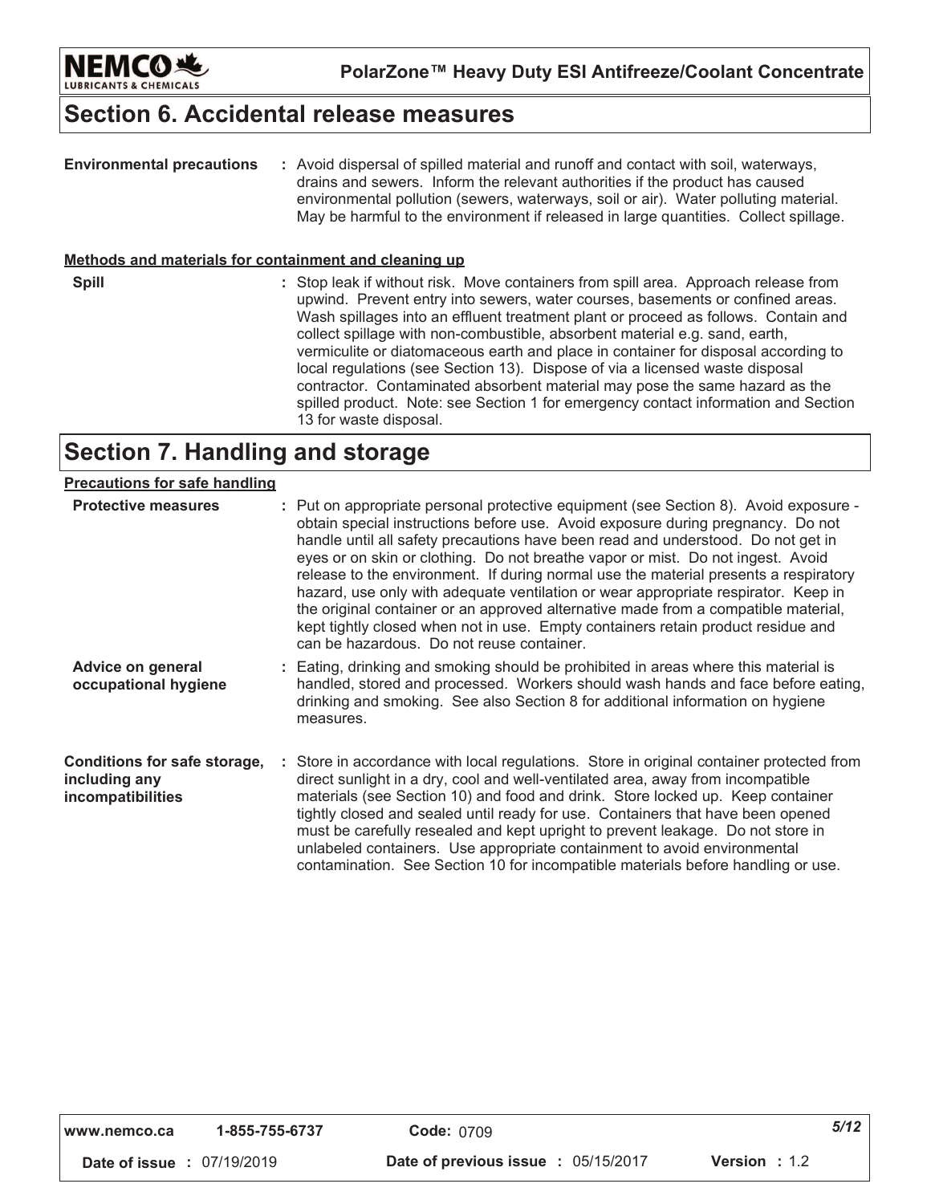## Section 6. Accidental release measures

**Environmental precautions** : Avoid dispersal of spilled material and runoff and contact with soil, waterways, drains and sewers. Inform the relevant authorities if the product has caused environmental pollution (sewers, waterways, soil or air). Water polluting material. May be harmful to the environment if released in large quantities. Collect spillage.

**Methods and materials for containment and cleaning up**

**Spill** : Stop leak if without risk. Move containers from spill area. Approach release from upwind. Prevent entry into sewers, water courses, basements or confined areas. Wash spillages into an effluent treatment plant or proceed as follows. Contain and collect spillage with non-combustible, absorbent material e.g. sand, earth, vermiculite or diatomaceous earth and place in container for disposal according to local regulations (see Section 13). Dispose of via a licensed waste disposal contractor. Contaminated absorbent material may pose the same hazard as the spilled product. Note: see Section 1 for emergency contact information and Section 13 for waste disposal.

## Section 7. Handling and storage

**Precautions for safe handling**

**Protective measures** : Put on appropriate personal protective equipment (see Section 8). Avoid exposure - obtain special instructions before use. Avoid exposure during pregnancy. Do not handle until all safety precautions have been read and understood. Do not get in eyes or on skin or clothing. Do not breathe vapor or mist. Do not ingest. Avoid release to the environment. If during normal use the material presents a respiratory hazard, use only with adequate ventilation or wear appropriate respirator. Keep in the original container or an approved alternative made from a compatible material, kept tightly closed when not in use. Empty containers retain product residue and can be hazardous. Do not reuse container.

**Advice on general occupational hygiene** : Eating, drinking and smoking should be prohibited in areas where this material is handled, stored and processed. Workers should wash hands and face before eating, drinking and smoking. See also Section 8 for additional information on hygiene measures.

**Conditions for safe storage, including any incompatibilities** : Store in accordance with local regulations. Store in original container protected from direct sunlight in a dry, cool and well-ventilated area, away from incompatible materials (see Section 10) and food and drink. Store locked up. Keep container tightly closed and sealed until ready for use. Containers that have been opened must be carefully resealed and kept upright to prevent leakage. Do not store in unlabeled containers. Use appropriate containment to avoid environmental contamination. See Section 10 for incompatible materials before handling or use.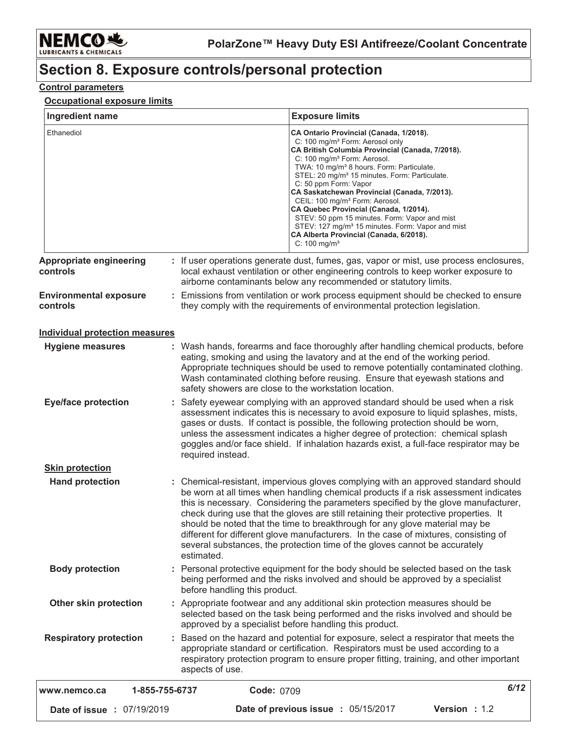# Section 8. Exposure controls/personal protection

**Control parameters**

**Occupational exposure limits**

| Ingredient name | Exposure limits |
|---|---|
| Ethanediol | **CA Ontario Provincial (Canada, 1/2018).**<br>C: 100 mg/m³ Form: Aerosol only<br>**CA British Columbia Provincial (Canada, 7/2018).**<br>C: 100 mg/m³ Form: Aerosol.<br>TWA: 10 mg/m³ 8 hours. Form: Particulate.<br>STEL: 20 mg/m³ 15 minutes. Form: Particulate.<br>C: 50 ppm Form: Vapor<br>**CA Saskatchewan Provincial (Canada, 7/2013).**<br>CEIL: 100 mg/m³ Form: Aerosol.<br>**CA Quebec Provincial (Canada, 1/2014).**<br>STEV: 50 ppm 15 minutes. Form: Vapor and mist<br>STEV: 127 mg/m³ 15 minutes. Form: Vapor and mist<br>**CA Alberta Provincial (Canada, 6/2018).**<br>C: 100 mg/m³ |

**Appropriate engineering controls** : If user operations generate dust, fumes, gas, vapor or mist, use process enclosures, local exhaust ventilation or other engineering controls to keep worker exposure to airborne contaminants below any recommended or statutory limits.

**Environmental exposure controls** : Emissions from ventilation or work process equipment should be checked to ensure they comply with the requirements of environmental protection legislation.

**Individual protection measures**

**Hygiene measures** : Wash hands, forearms and face thoroughly after handling chemical products, before eating, smoking and using the lavatory and at the end of the working period. Appropriate techniques should be used to remove potentially contaminated clothing. Wash contaminated clothing before reusing. Ensure that eyewash stations and safety showers are close to the workstation location.

**Eye/face protection** : Safety eyewear complying with an approved standard should be used when a risk assessment indicates this is necessary to avoid exposure to liquid splashes, mists, gases or dusts. If contact is possible, the following protection should be worn, unless the assessment indicates a higher degree of protection: chemical splash goggles and/or face shield. If inhalation hazards exist, a full-face respirator may be required instead.

**Skin protection**

**Hand protection** : Chemical-resistant, impervious gloves complying with an approved standard should be worn at all times when handling chemical products if a risk assessment indicates this is necessary. Considering the parameters specified by the glove manufacturer, check during use that the gloves are still retaining their protective properties. It should be noted that the time to breakthrough for any glove material may be different for different glove manufacturers. In the case of mixtures, consisting of several substances, the protection time of the gloves cannot be accurately estimated.

**Body protection** : Personal protective equipment for the body should be selected based on the task being performed and the risks involved and should be approved by a specialist before handling this product.

**Other skin protection** : Appropriate footwear and any additional skin protection measures should be selected based on the task being performed and the risks involved and should be approved by a specialist before handling this product.

**Respiratory protection** : Based on the hazard and potential for exposure, select a respirator that meets the appropriate standard or certification. Respirators must be used according to a respiratory protection program to ensure proper fitting, training, and other important aspects of use.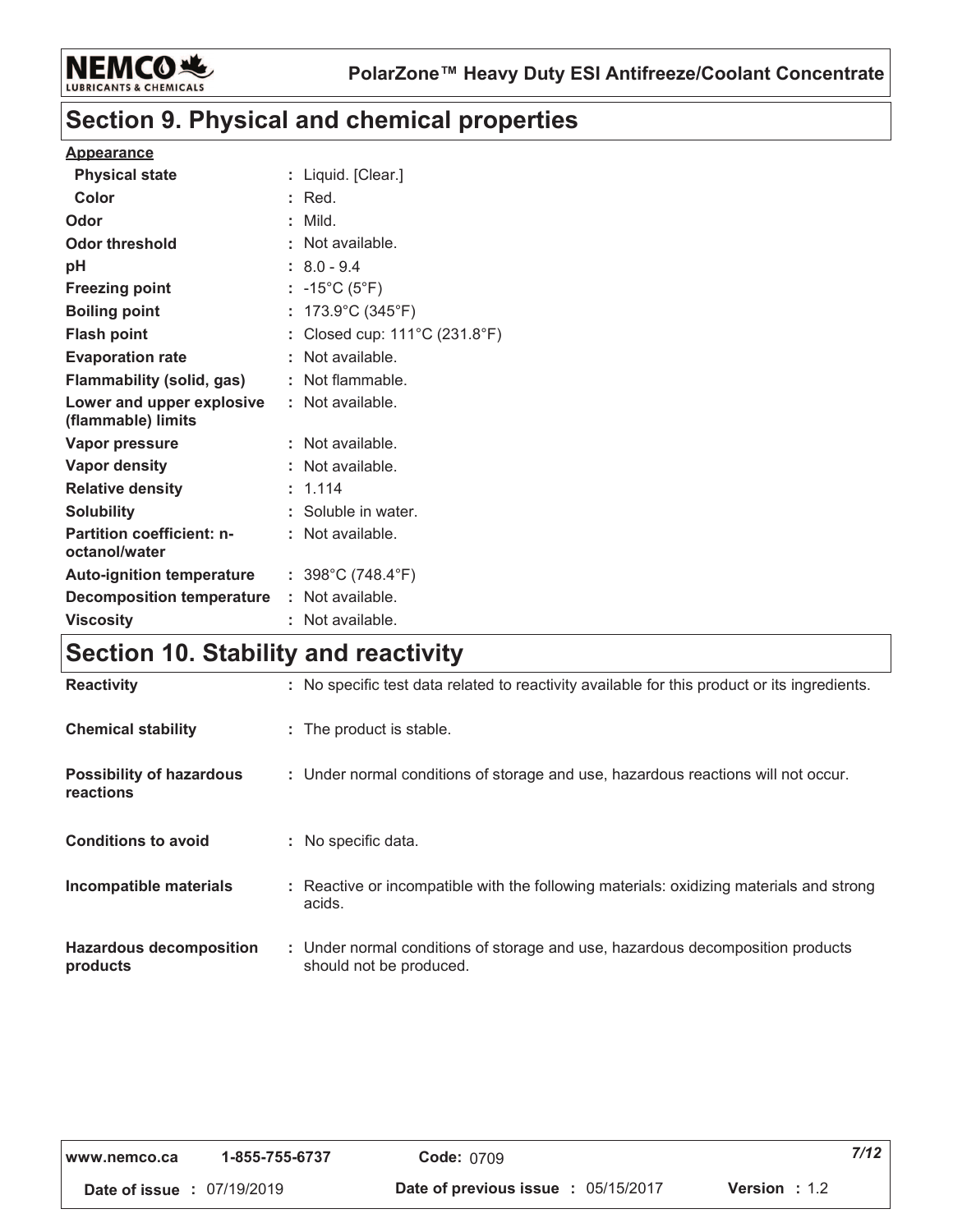## Section 9. Physical and chemical properties

**Appearance**

| | |
|---|---|
| **Physical state** | : Liquid. [Clear.] |
| **Color** | : Red. |
| **Odor** | : Mild. |
| **Odor threshold** | : Not available. |
| **pH** | : 8.0 - 9.4 |
| **Freezing point** | : -15°C (5°F) |
| **Boiling point** | : 173.9°C (345°F) |
| **Flash point** | : Closed cup: 111°C (231.8°F) |
| **Evaporation rate** | : Not available. |
| **Flammability (solid, gas)** | : Not flammable. |
| **Lower and upper explosive (flammable) limits** | : Not available. |
| **Vapor pressure** | : Not available. |
| **Vapor density** | : Not available. |
| **Relative density** | : 1.114 |
| **Solubility** | : Soluble in water. |
| **Partition coefficient: n-octanol/water** | : Not available. |
| **Auto-ignition temperature** | : 398°C (748.4°F) |
| **Decomposition temperature** | : Not available. |
| **Viscosity** | : Not available. |

## Section 10. Stability and reactivity

| | |
|---|---|
| **Reactivity** | : No specific test data related to reactivity available for this product or its ingredients. |
| **Chemical stability** | : The product is stable. |
| **Possibility of hazardous reactions** | : Under normal conditions of storage and use, hazardous reactions will not occur. |
| **Conditions to avoid** | : No specific data. |
| **Incompatible materials** | : Reactive or incompatible with the following materials: oxidizing materials and strong acids. |
| **Hazardous decomposition products** | : Under normal conditions of storage and use, hazardous decomposition products should not be produced. |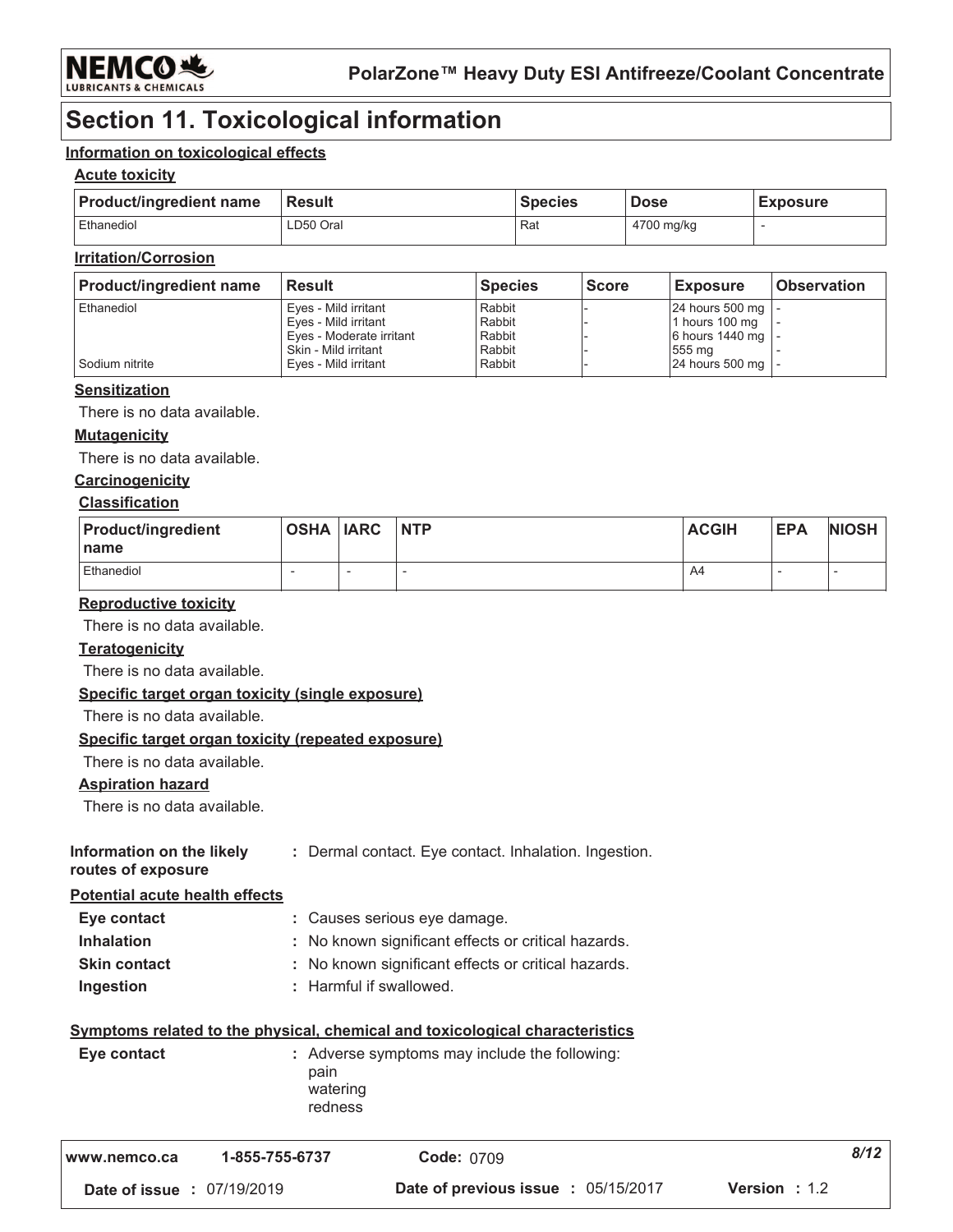# Section 11. Toxicological information

## Information on toxicological effects

### Acute toxicity

| Product/ingredient name | Result | Species | Dose | Exposure |
| --- | --- | --- | --- | --- |
| Ethanediol | LD50 Oral | Rat | 4700 mg/kg | - |

### Irritation/Corrosion

| Product/ingredient name | Result | Species | Score | Exposure | Observation |
| --- | --- | --- | --- | --- | --- |
| Ethanediol | Eyes - Mild irritant | Rabbit | - | 24 hours 500 mg | - |
| | Eyes - Mild irritant | Rabbit | - | 1 hours 100 mg | - |
| | Eyes - Moderate irritant | Rabbit | - | 6 hours 1440 mg | - |
| | Skin - Mild irritant | Rabbit | - | 555 mg | - |
| Sodium nitrite | Eyes - Mild irritant | Rabbit | - | 24 hours 500 mg | - |

### Sensitization

There is no data available.

### Mutagenicity

There is no data available.

### Carcinogenicity

#### Classification

| Product/ingredient name | OSHA | IARC | NTP | ACGIH | EPA | NIOSH |
| --- | --- | --- | --- | --- | --- | --- |
| Ethanediol | - | - | - | A4 | - | - |

### Reproductive toxicity

There is no data available.

### Teratogenicity

There is no data available.

### Specific target organ toxicity (single exposure)

There is no data available.

### Specific target organ toxicity (repeated exposure)

There is no data available.

### Aspiration hazard

There is no data available.

**Information on the likely routes of exposure** : Dermal contact. Eye contact. Inhalation. Ingestion.

### Potential acute health effects

**Eye contact** : Causes serious eye damage.

**Inhalation** : No known significant effects or critical hazards.

**Skin contact** : No known significant effects or critical hazards.

**Ingestion** : Harmful if swallowed.

### Symptoms related to the physical, chemical and toxicological characteristics

**Eye contact** : Adverse symptoms may include the following:
pain
watering
redness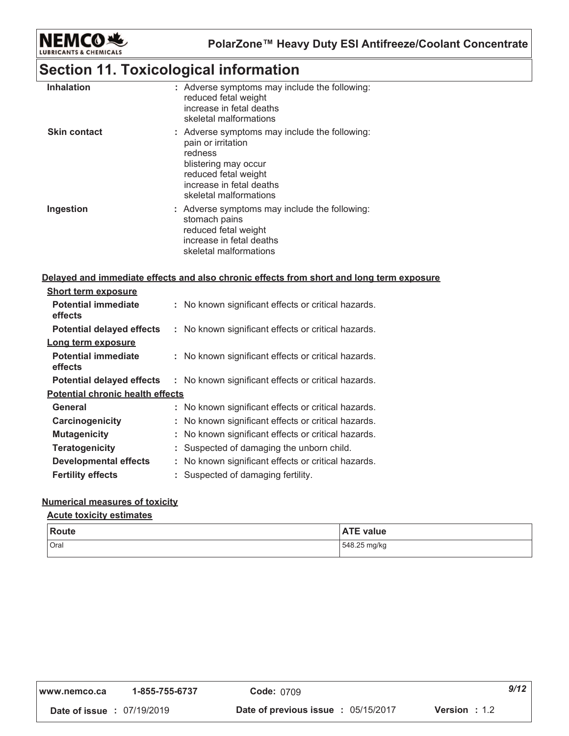## Section 11. Toxicological information

**Inhalation** : Adverse symptoms may include the following:
reduced fetal weight
increase in fetal deaths
skeletal malformations

**Skin contact** : Adverse symptoms may include the following:
pain or irritation
redness
blistering may occur
reduced fetal weight
increase in fetal deaths
skeletal malformations

**Ingestion** : Adverse symptoms may include the following:
stomach pains
reduced fetal weight
increase in fetal deaths
skeletal malformations

### Delayed and immediate effects and also chronic effects from short and long term exposure

**Short term exposure**

**Potential immediate effects** : No known significant effects or critical hazards.

**Potential delayed effects** : No known significant effects or critical hazards.

**Long term exposure**

**Potential immediate effects** : No known significant effects or critical hazards.

**Potential delayed effects** : No known significant effects or critical hazards.

**Potential chronic health effects**

**General** : No known significant effects or critical hazards.

**Carcinogenicity** : No known significant effects or critical hazards.

**Mutagenicity** : No known significant effects or critical hazards.

**Teratogenicity** : Suspected of damaging the unborn child.

**Developmental effects** : No known significant effects or critical hazards.

**Fertility effects** : Suspected of damaging fertility.

### Numerical measures of toxicity

**Acute toxicity estimates**

| Route | ATE value |
| --- | --- |
| Oral | 548.25 mg/kg |

www.nemco.ca 1-855-755-6737 **Code:** 0709

**Date of issue :** 07/19/2019 **Date of previous issue :** 05/15/2017 **Version :** 1.2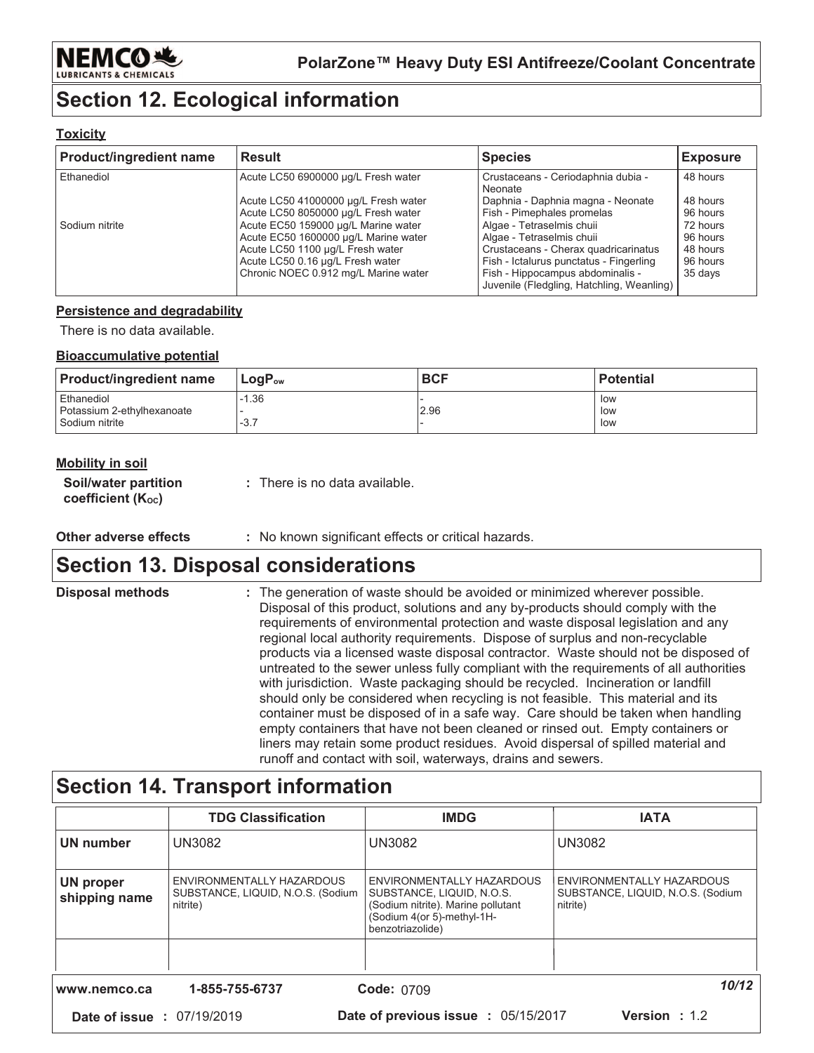## Section 12. Ecological information

### Toxicity

| Product/ingredient name | Result | Species | Exposure |
|---|---|---|---|
| Ethanediol | Acute LC50 6900000 µg/L Fresh water | Crustaceans - Ceriodaphnia dubia - Neonate | 48 hours |
| | Acute LC50 41000000 µg/L Fresh water | Daphnia - Daphnia magna - Neonate | 48 hours |
| | Acute LC50 8050000 µg/L Fresh water | Fish - Pimephales promelas | 96 hours |
| Sodium nitrite | Acute EC50 159000 µg/L Marine water | Algae - Tetraselmis chuii | 72 hours |
| | Acute EC50 1600000 µg/L Marine water | Algae - Tetraselmis chuii | 96 hours |
| | Acute LC50 1100 µg/L Fresh water | Crustaceans - Cherax quadricarinatus | 48 hours |
| | Acute LC50 0.16 µg/L Fresh water | Fish - Ictalurus punctatus - Fingerling | 96 hours |
| | Chronic NOEC 0.912 mg/L Marine water | Fish - Hippocampus abdominalis - Juvenile (Fledgling, Hatchling, Weanling) | 35 days |

### Persistence and degradability

There is no data available.

### Bioaccumulative potential

| Product/ingredient name | $LogP_{ow}$ | BCF | Potential |
|---|---|---|---|
| Ethanediol | -1.36 | - | low |
| Potassium 2-ethylhexanoate | - | 2.96 | low |
| Sodium nitrite | -3.7 | - | low |

### Mobility in soil

**Soil/water partition coefficient ($K_{OC}$)** : There is no data available.

**Other adverse effects** : No known significant effects or critical hazards.

## Section 13. Disposal considerations

**Disposal methods** : The generation of waste should be avoided or minimized wherever possible. Disposal of this product, solutions and any by-products should comply with the requirements of environmental protection and waste disposal legislation and any regional local authority requirements. Dispose of surplus and non-recyclable products via a licensed waste disposal contractor. Waste should not be disposed of untreated to the sewer unless fully compliant with the requirements of all authorities with jurisdiction. Waste packaging should be recycled. Incineration or landfill should only be considered when recycling is not feasible. This material and its container must be disposed of in a safe way. Care should be taken when handling empty containers that have not been cleaned or rinsed out. Empty containers or liners may retain some product residues. Avoid dispersal of spilled material and runoff and contact with soil, waterways, drains and sewers.

## Section 14. Transport information

| | TDG Classification | IMDG | IATA |
|---|---|---|---|
| **UN number** | UN3082 | UN3082 | UN3082 |
| **UN proper shipping name** | ENVIRONMENTALLY HAZARDOUS SUBSTANCE, LIQUID, N.O.S. (Sodium nitrite) | ENVIRONMENTALLY HAZARDOUS SUBSTANCE, LIQUID, N.O.S. (Sodium nitrite). Marine pollutant (Sodium 4(or 5)-methyl-1H-benzotriazolide) | ENVIRONMENTALLY HAZARDOUS SUBSTANCE, LIQUID, N.O.S. (Sodium nitrite) |
| | | | |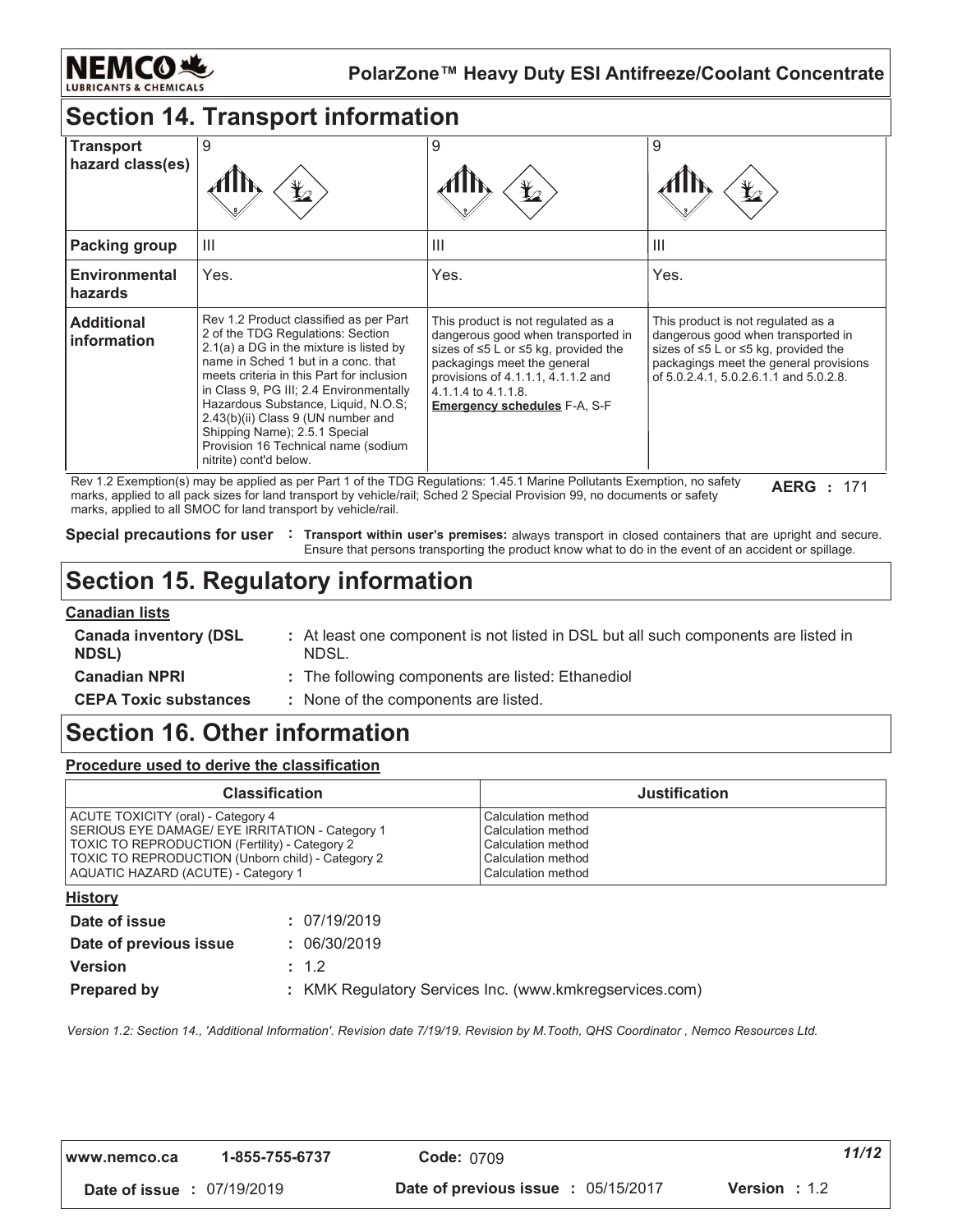## Section 14. Transport information

| Transport hazard class(es) | 9 | 9 | 9 |
|---|---|---|---|
| Packing group | III | III | III |
| Environmental hazards | Yes. | Yes. | Yes. |
| Additional information | Rev 1.2 Product classified as per Part 2 of the TDG Regulations: Section 2.1(a) a DG in the mixture is listed by name in Sched 1 but in a conc. that meets criteria in this Part for inclusion in Class 9, PG III; 2.4 Environmentally Hazardous Substance, Liquid, N.O.S; 2.43(b)(ii) Class 9 (UN number and Shipping Name); 2.5.1 Special Provision 16 Technical name (sodium nitrite) cont'd below. | This product is not regulated as a dangerous good when transported in sizes of ≤5 L or ≤5 kg, provided the packagings meet the general provisions of 4.1.1.1, 4.1.1.2 and 4.1.1.4 to 4.1.1.8. **Emergency schedules** F-A, S-F | This product is not regulated as a dangerous good when transported in sizes of ≤5 L or ≤5 kg, provided the packagings meet the general provisions of 5.0.2.4.1, 5.0.2.6.1.1 and 5.0.2.8. |

Rev 1.2 Exemption(s) may be applied as per Part 1 of the TDG Regulations: 1.45.1 Marine Pollutants Exemption, no safety marks, applied to all pack sizes for land transport by vehicle/rail; Sched 2 Special Provision 99, no documents or safety marks, applied to all SMOC for land transport by vehicle/rail.

**AERG :** 171

**Special precautions for user :** **Transport within user's premises:** always transport in closed containers that are upright and secure. Ensure that persons transporting the product know what to do in the event of an accident or spillage.

## Section 15. Regulatory information

**Canadian lists**

**Canada inventory (DSL NDSL)** : At least one component is not listed in DSL but all such components are listed in NDSL.

**Canadian NPRI** : The following components are listed: Ethanediol

**CEPA Toxic substances** : None of the components are listed.

## Section 16. Other information

**Procedure used to derive the classification**

| Classification | Justification |
|---|---|
| ACUTE TOXICITY (oral) - Category 4 | Calculation method |
| SERIOUS EYE DAMAGE/ EYE IRRITATION - Category 1 | Calculation method |
| TOXIC TO REPRODUCTION (Fertility) - Category 2 | Calculation method |
| TOXIC TO REPRODUCTION (Unborn child) - Category 2 | Calculation method |
| AQUATIC HAZARD (ACUTE) - Category 1 | Calculation method |

**History**

**Date of issue** : 07/19/2019

**Date of previous issue** : 06/30/2019

**Version** : 1.2

**Prepared by** : KMK Regulatory Services Inc. (www.kmkregservices.com)

*Version 1.2: Section 14., 'Additional Information'. Revision date 7/19/19. Revision by M.Tooth, QHS Coordinator , Nemco Resources Ltd.*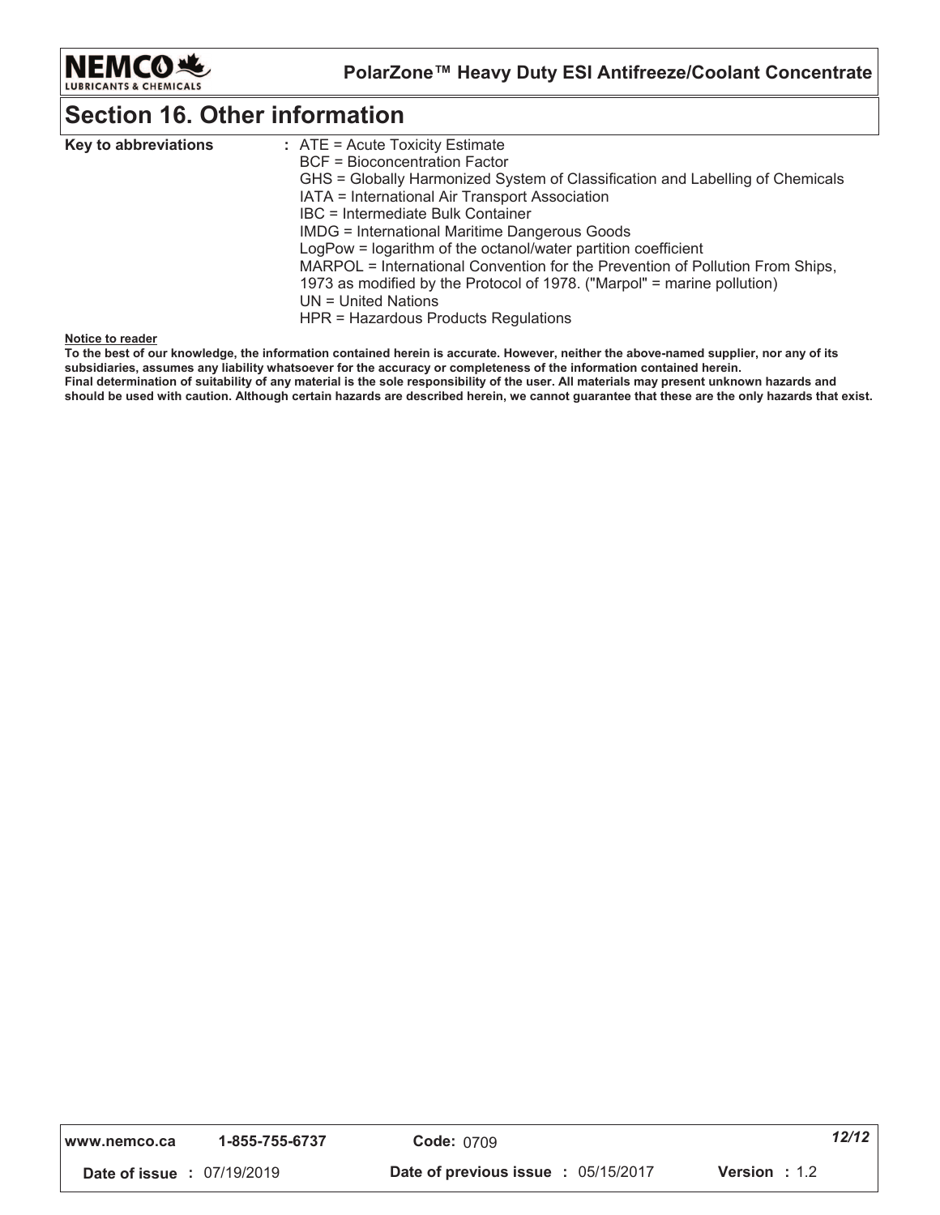## Section 16. Other information

**Key to abbreviations** : ATE = Acute Toxicity Estimate
BCF = Bioconcentration Factor
GHS = Globally Harmonized System of Classification and Labelling of Chemicals
IATA = International Air Transport Association
IBC = Intermediate Bulk Container
IMDG = International Maritime Dangerous Goods
LogPow = logarithm of the octanol/water partition coefficient
MARPOL = International Convention for the Prevention of Pollution From Ships, 1973 as modified by the Protocol of 1978. ("Marpol" = marine pollution)
UN = United Nations
HPR = Hazardous Products Regulations

**Notice to reader**

**To the best of our knowledge, the information contained herein is accurate. However, neither the above-named supplier, nor any of its subsidiaries, assumes any liability whatsoever for the accuracy or completeness of the information contained herein.**
**Final determination of suitability of any material is the sole responsibility of the user. All materials may present unknown hazards and should be used with caution. Although certain hazards are described herein, we cannot guarantee that these are the only hazards that exist.**